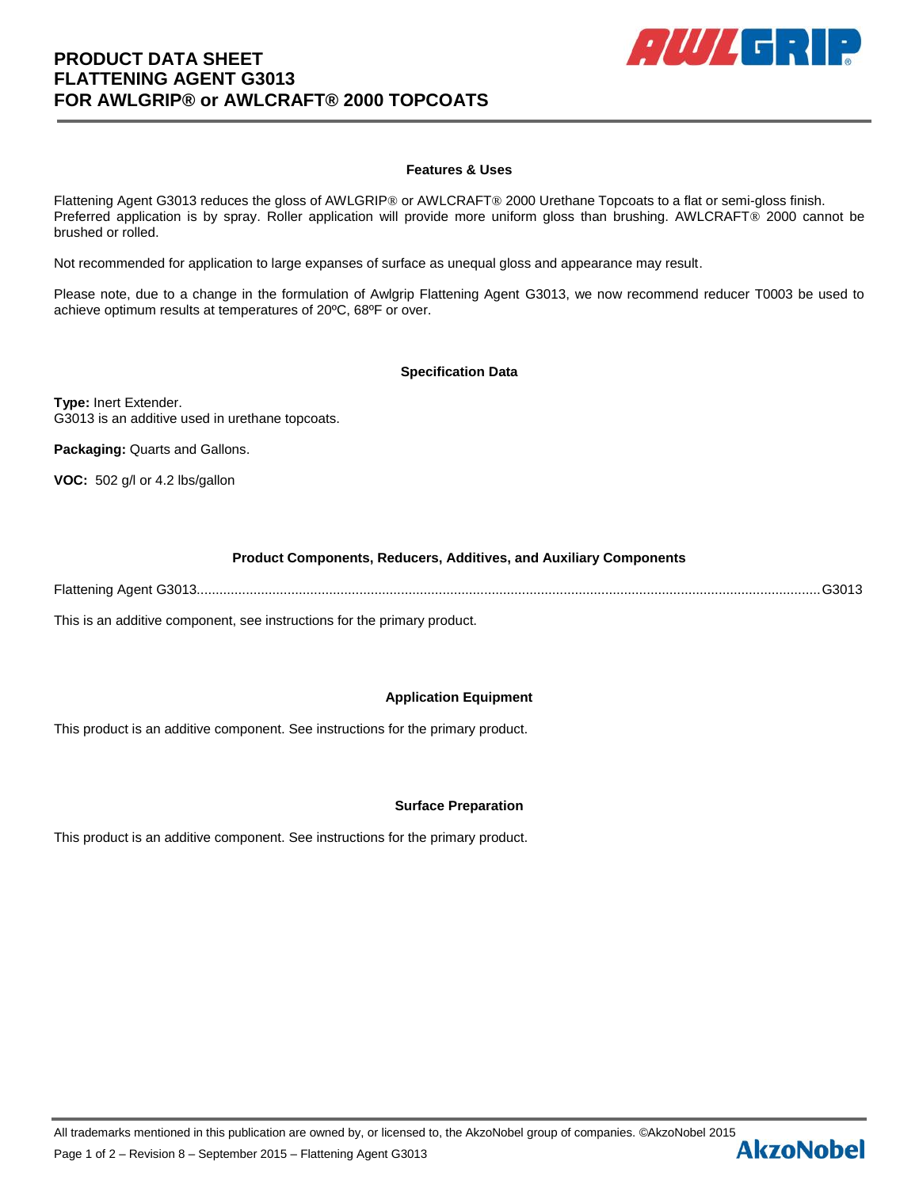# PRODUCT DATA SHEET
# FLATTENING AGENT G3013
# FOR AWLGRIP® or AWLCRAFT® 2000 TOPCOATS

## Features & Uses

Flattening Agent G3013 reduces the gloss of AWLGRIP® or AWLCRAFT® 2000 Urethane Topcoats to a flat or semi-gloss finish. Preferred application is by spray. Roller application will provide more uniform gloss than brushing. AWLCRAFT® 2000 cannot be brushed or rolled.

Not recommended for application to large expanses of surface as unequal gloss and appearance may result.

Please note, due to a change in the formulation of Awlgrip Flattening Agent G3013, we now recommend reducer T0003 be used to achieve optimum results at temperatures of 20ºC, 68ºF or over.

## Specification Data

**Type:** Inert Extender.
G3013 is an additive used in urethane topcoats.

**Packaging:** Quarts and Gallons.

**VOC:** 502 g/l or 4.2 lbs/gallon

## Product Components, Reducers, Additives, and Auxiliary Components

Flattening Agent G3013........................................................................................................................................................ G3013

This is an additive component, see instructions for the primary product.

## Application Equipment

This product is an additive component. See instructions for the primary product.

## Surface Preparation

This product is an additive component. See instructions for the primary product.

All trademarks mentioned in this publication are owned by, or licensed to, the AkzoNobel group of companies. ©AkzoNobel 2015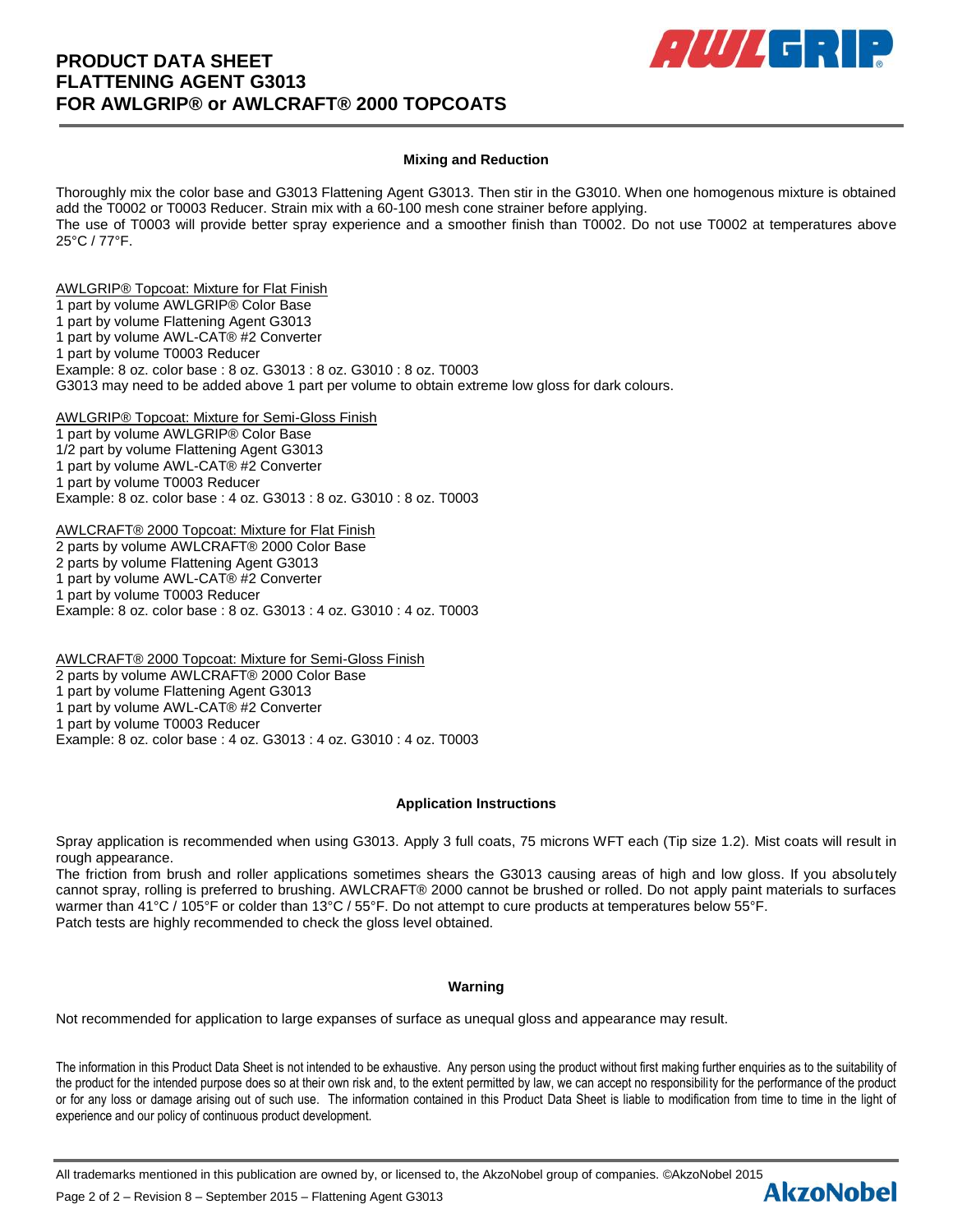# PRODUCT DATA SHEET
# FLATTENING AGENT G3013
# FOR AWLGRIP® or AWLCRAFT® 2000 TOPCOATS

### Mixing and Reduction

Thoroughly mix the color base and G3013 Flattening Agent G3013. Then stir in the G3010. When one homogenous mixture is obtained add the T0002 or T0003 Reducer. Strain mix with a 60-100 mesh cone strainer before applying.
The use of T0003 will provide better spray experience and a smoother finish than T0002. Do not use T0002 at temperatures above 25°C / 77°F.

AWLGRIP® Topcoat: Mixture for Flat Finish
1 part by volume AWLGRIP® Color Base
1 part by volume Flattening Agent G3013
1 part by volume AWL-CAT® #2 Converter
1 part by volume T0003 Reducer
Example: 8 oz. color base : 8 oz. G3013 : 8 oz. G3010 : 8 oz. T0003
G3013 may need to be added above 1 part per volume to obtain extreme low gloss for dark colours.

AWLGRIP® Topcoat: Mixture for Semi-Gloss Finish
1 part by volume AWLGRIP® Color Base
1/2 part by volume Flattening Agent G3013
1 part by volume AWL-CAT® #2 Converter
1 part by volume T0003 Reducer
Example: 8 oz. color base : 4 oz. G3013 : 8 oz. G3010 : 8 oz. T0003

AWLCRAFT® 2000 Topcoat: Mixture for Flat Finish
2 parts by volume AWLCRAFT® 2000 Color Base
2 parts by volume Flattening Agent G3013
1 part by volume AWL-CAT® #2 Converter
1 part by volume T0003 Reducer
Example: 8 oz. color base : 8 oz. G3013 : 4 oz. G3010 : 4 oz. T0003

AWLCRAFT® 2000 Topcoat: Mixture for Semi-Gloss Finish
2 parts by volume AWLCRAFT® 2000 Color Base
1 part by volume Flattening Agent G3013
1 part by volume AWL-CAT® #2 Converter
1 part by volume T0003 Reducer
Example: 8 oz. color base : 4 oz. G3013 : 4 oz. G3010 : 4 oz. T0003

### Application Instructions

Spray application is recommended when using G3013. Apply 3 full coats, 75 microns WFT each (Tip size 1.2). Mist coats will result in rough appearance.
The friction from brush and roller applications sometimes shears the G3013 causing areas of high and low gloss. If you absolutely cannot spray, rolling is preferred to brushing. AWLCRAFT® 2000 cannot be brushed or rolled. Do not apply paint materials to surfaces warmer than 41°C / 105°F or colder than 13°C / 55°F. Do not attempt to cure products at temperatures below 55°F.
Patch tests are highly recommended to check the gloss level obtained.

### Warning

Not recommended for application to large expanses of surface as unequal gloss and appearance may result.

The information in this Product Data Sheet is not intended to be exhaustive. Any person using the product without first making further enquiries as to the suitability of the product for the intended purpose does so at their own risk and, to the extent permitted by law, we can accept no responsibility for the performance of the product or for any loss or damage arising out of such use. The information contained in this Product Data Sheet is liable to modification from time to time in the light of experience and our policy of continuous product development.

All trademarks mentioned in this publication are owned by, or licensed to, the AkzoNobel group of companies. ©AkzoNobel 2015